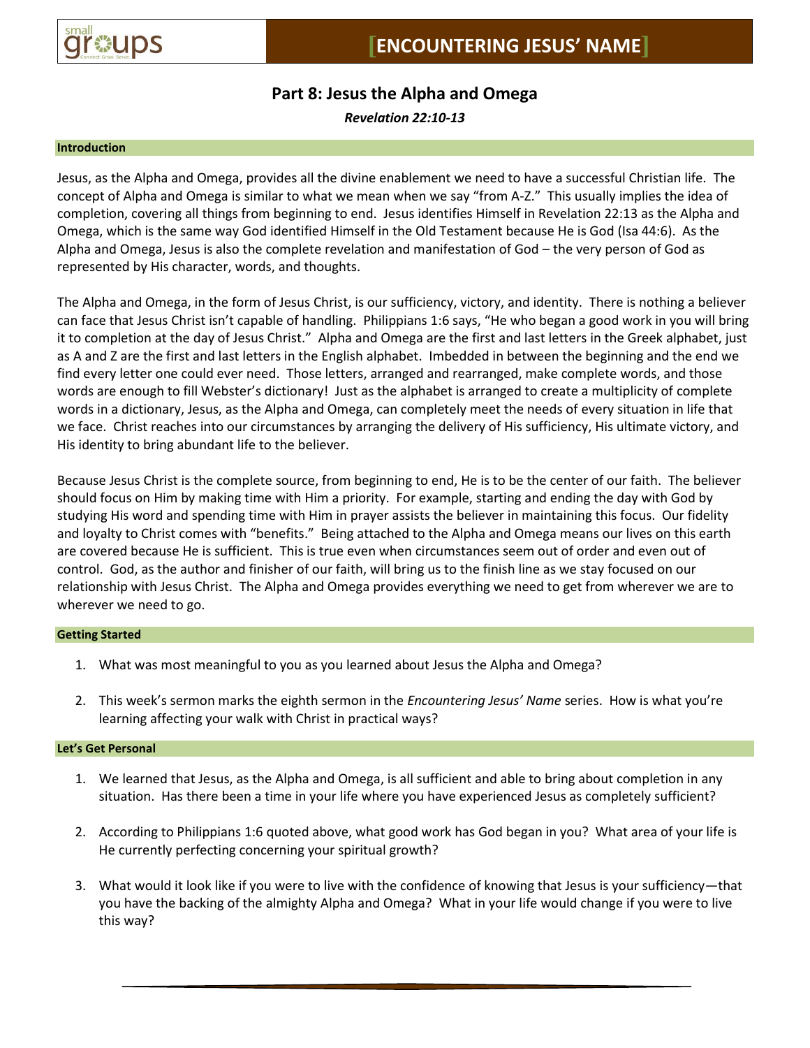# [ENCOUNTERING JESUS' NAME]

## Part 8: Jesus the Alpha and Omega

***Revelation 22:10-13***

### Introduction

Jesus, as the Alpha and Omega, provides all the divine enablement we need to have a successful Christian life. The concept of Alpha and Omega is similar to what we mean when we say "from A-Z." This usually implies the idea of completion, covering all things from beginning to end. Jesus identifies Himself in Revelation 22:13 as the Alpha and Omega, which is the same way God identified Himself in the Old Testament because He is God (Isa 44:6). As the Alpha and Omega, Jesus is also the complete revelation and manifestation of God – the very person of God as represented by His character, words, and thoughts.

The Alpha and Omega, in the form of Jesus Christ, is our sufficiency, victory, and identity. There is nothing a believer can face that Jesus Christ isn't capable of handling. Philippians 1:6 says, "He who began a good work in you will bring it to completion at the day of Jesus Christ." Alpha and Omega are the first and last letters in the Greek alphabet, just as A and Z are the first and last letters in the English alphabet. Imbedded in between the beginning and the end we find every letter one could ever need. Those letters, arranged and rearranged, make complete words, and those words are enough to fill Webster's dictionary! Just as the alphabet is arranged to create a multiplicity of complete words in a dictionary, Jesus, as the Alpha and Omega, can completely meet the needs of every situation in life that we face. Christ reaches into our circumstances by arranging the delivery of His sufficiency, His ultimate victory, and His identity to bring abundant life to the believer.

Because Jesus Christ is the complete source, from beginning to end, He is to be the center of our faith. The believer should focus on Him by making time with Him a priority. For example, starting and ending the day with God by studying His word and spending time with Him in prayer assists the believer in maintaining this focus. Our fidelity and loyalty to Christ comes with "benefits." Being attached to the Alpha and Omega means our lives on this earth are covered because He is sufficient. This is true even when circumstances seem out of order and even out of control. God, as the author and finisher of our faith, will bring us to the finish line as we stay focused on our relationship with Jesus Christ. The Alpha and Omega provides everything we need to get from wherever we are to wherever we need to go.

### Getting Started

1. What was most meaningful to you as you learned about Jesus the Alpha and Omega?

2. This week's sermon marks the eighth sermon in the *Encountering Jesus' Name* series. How is what you're learning affecting your walk with Christ in practical ways?

### Let's Get Personal

1. We learned that Jesus, as the Alpha and Omega, is all sufficient and able to bring about completion in any situation. Has there been a time in your life where you have experienced Jesus as completely sufficient?

2. According to Philippians 1:6 quoted above, what good work has God began in you? What area of your life is He currently perfecting concerning your spiritual growth?

3. What would it look like if you were to live with the confidence of knowing that Jesus is your sufficiency—that you have the backing of the almighty Alpha and Omega? What in your life would change if you were to live this way?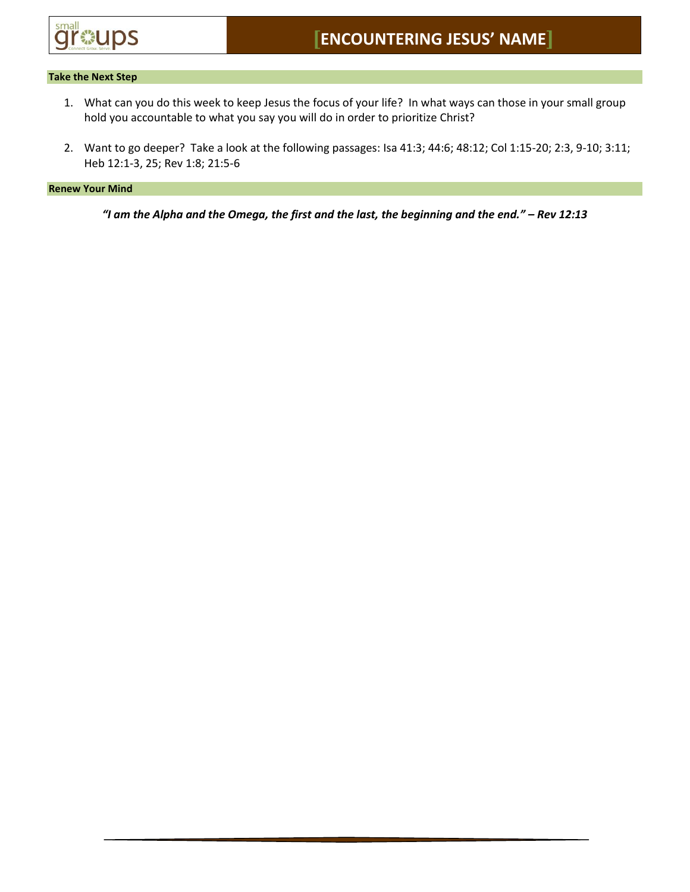# [ENCOUNTERING JESUS' NAME]

**Take the Next Step**

1. What can you do this week to keep Jesus the focus of your life? In what ways can those in your small group hold you accountable to what you say you will do in order to prioritize Christ?

2. Want to go deeper? Take a look at the following passages: Isa 41:3; 44:6; 48:12; Col 1:15-20; 2:3, 9-10; 3:11; Heb 12:1-3, 25; Rev 1:8; 21:5-6

**Renew Your Mind**

***"I am the Alpha and the Omega, the first and the last, the beginning and the end." – Rev 12:13***